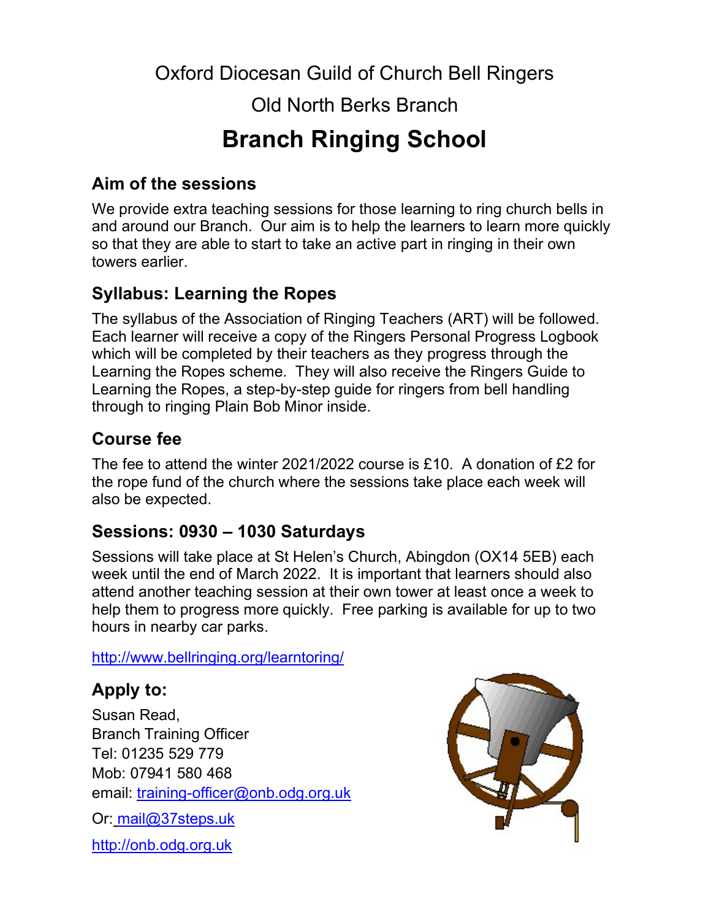Oxford Diocesan Guild of Church Bell Ringers

Old North Berks Branch

# Branch Ringing School

## Aim of the sessions

We provide extra teaching sessions for those learning to ring church bells in and around our Branch. Our aim is to help the learners to learn more quickly so that they are able to start to take an active part in ringing in their own towers earlier.

## Syllabus: Learning the Ropes

The syllabus of the Association of Ringing Teachers (ART) will be followed. Each learner will receive a copy of the Ringers Personal Progress Logbook which will be completed by their teachers as they progress through the Learning the Ropes scheme. They will also receive the Ringers Guide to Learning the Ropes, a step-by-step guide for ringers from bell handling through to ringing Plain Bob Minor inside.

## Course fee

The fee to attend the winter 2021/2022 course is £10. A donation of £2 for the rope fund of the church where the sessions take place each week will also be expected.

## Sessions: 0930 – 1030 Saturdays

Sessions will take place at St Helen's Church, Abingdon (OX14 5EB) each week until the end of March 2022. It is important that learners should also attend another teaching session at their own tower at least once a week to help them to progress more quickly. Free parking is available for up to two hours in nearby car parks.

http://www.bellringing.org/learntoring/

## Apply to:

Susan Read,
Branch Training Officer
Tel: 01235 529 779
Mob: 07941 580 468
email: training-officer@onb.odg.org.uk

Or: mail@37steps.uk

http://onb.odg.org.uk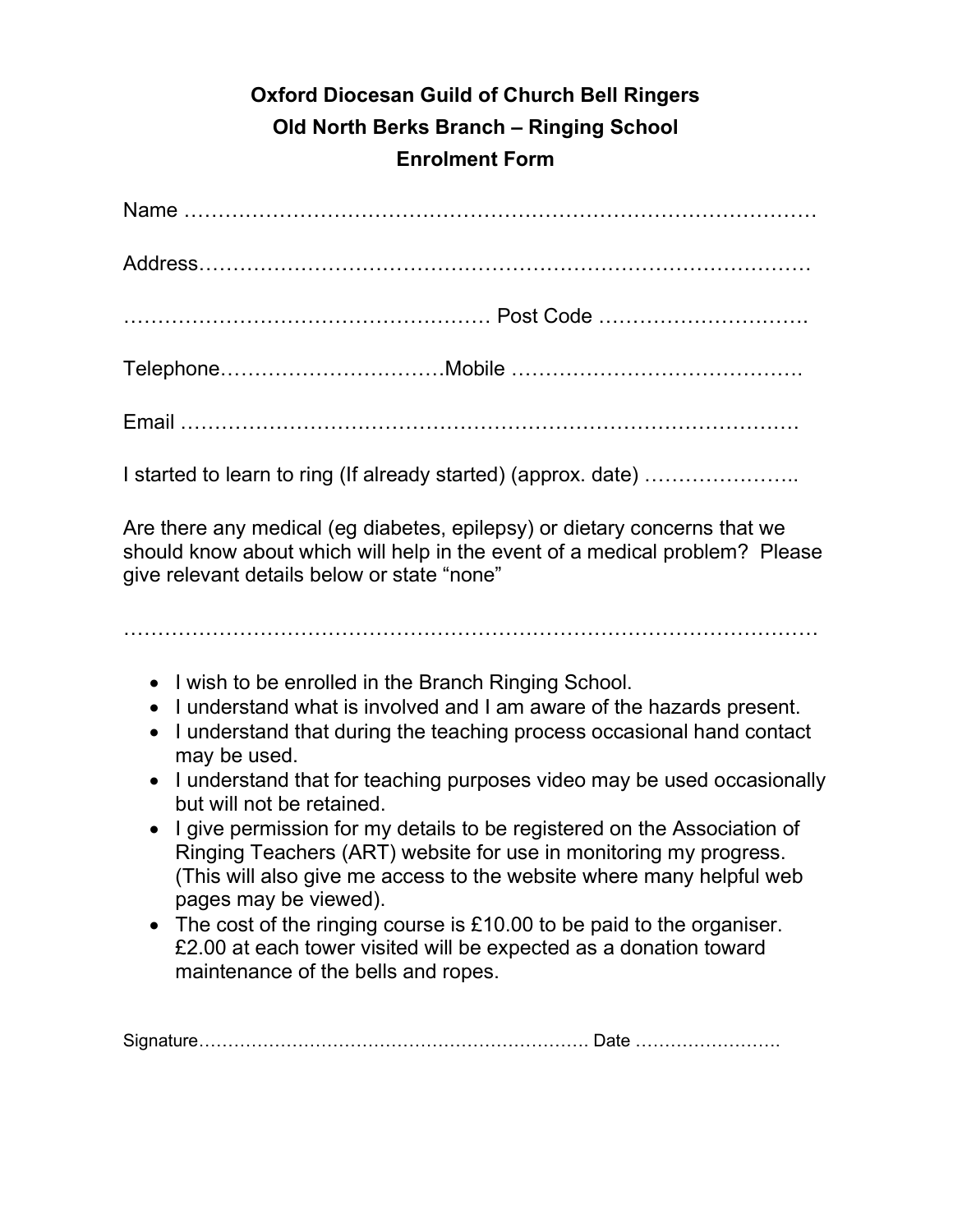**Oxford Diocesan Guild of Church Bell Ringers**

**Old North Berks Branch – Ringing School**

**Enrolment Form**

Name ………………………………………………………………………………

Address………………………………………………………………………………

……………………………………………… Post Code ………………………….

Telephone……………………………Mobile …………………………………….

Email ……………………………………………………………………………….

I started to learn to ring (If already started) (approx. date) …………………..

Are there any medical (eg diabetes, epilepsy) or dietary concerns that we should know about which will help in the event of a medical problem? Please give relevant details below or state "none"

………………………………………………………………………………………

- I wish to be enrolled in the Branch Ringing School.
- I understand what is involved and I am aware of the hazards present.
- I understand that during the teaching process occasional hand contact may be used.
- I understand that for teaching purposes video may be used occasionally but will not be retained.
- I give permission for my details to be registered on the Association of Ringing Teachers (ART) website for use in monitoring my progress. (This will also give me access to the website where many helpful web pages may be viewed).
- The cost of the ringing course is £10.00 to be paid to the organiser. £2.00 at each tower visited will be expected as a donation toward maintenance of the bells and ropes.

Signature………………………………………………………… Date …………………….